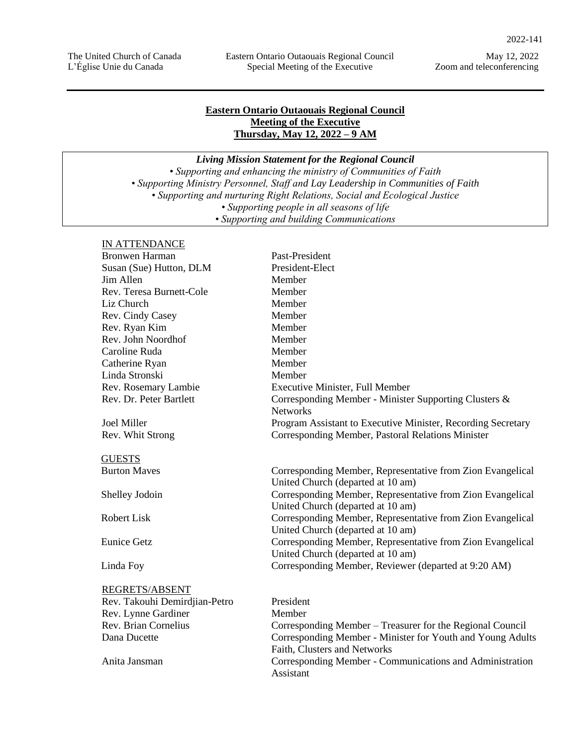## Eastern Ontario Outaouais Regional Council
## Meeting of the Executive
## Thursday, May 12, 2022 – 9 AM

***Living Mission Statement for the Regional Council***

*• Supporting and enhancing the ministry of Communities of Faith*
*• Supporting Ministry Personnel, Staff and Lay Leadership in Communities of Faith*
*• Supporting and nurturing Right Relations, Social and Ecological Justice*
*• Supporting people in all seasons of life*
*• Supporting and building Communications*

**IN ATTENDANCE**

| | |
|---|---|
| Bronwen Harman | Past-President |
| Susan (Sue) Hutton, DLM | President-Elect |
| Jim Allen | Member |
| Rev. Teresa Burnett-Cole | Member |
| Liz Church | Member |
| Rev. Cindy Casey | Member |
| Rev. Ryan Kim | Member |
| Rev. John Noordhof | Member |
| Caroline Ruda | Member |
| Catherine Ryan | Member |
| Linda Stronski | Member |
| Rev. Rosemary Lambie | Executive Minister, Full Member |
| Rev. Dr. Peter Bartlett | Corresponding Member - Minister Supporting Clusters & Networks |
| Joel Miller | Program Assistant to Executive Minister, Recording Secretary |
| Rev. Whit Strong | Corresponding Member, Pastoral Relations Minister |

**GUESTS**

| | |
|---|---|
| Burton Maves | Corresponding Member, Representative from Zion Evangelical United Church (departed at 10 am) |
| Shelley Jodoin | Corresponding Member, Representative from Zion Evangelical United Church (departed at 10 am) |
| Robert Lisk | Corresponding Member, Representative from Zion Evangelical United Church (departed at 10 am) |
| Eunice Getz | Corresponding Member, Representative from Zion Evangelical United Church (departed at 10 am) |
| Linda Foy | Corresponding Member, Reviewer (departed at 9:20 AM) |

**REGRETS/ABSENT**

| | |
|---|---|
| Rev. Takouhi Demirdjian-Petro | President |
| Rev. Lynne Gardiner | Member |
| Rev. Brian Cornelius | Corresponding Member – Treasurer for the Regional Council |
| Dana Ducette | Corresponding Member - Minister for Youth and Young Adults Faith, Clusters and Networks |
| Anita Jansman | Corresponding Member - Communications and Administration Assistant |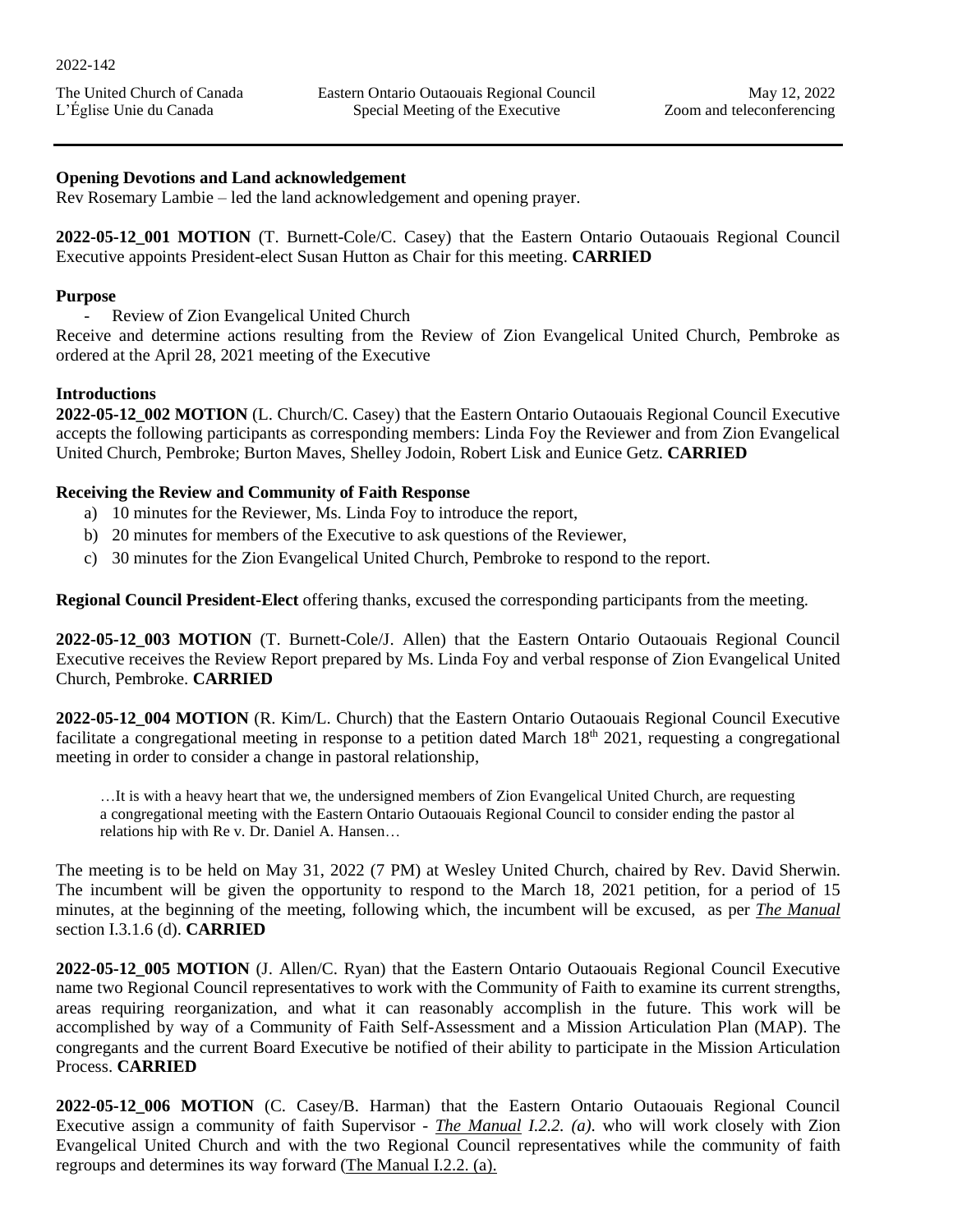2022-142

The United Church of Canada
L'Église Unie du Canada

Eastern Ontario Outaouais Regional Council
Special Meeting of the Executive

May 12, 2022
Zoom and teleconferencing

---

**Opening Devotions and Land acknowledgement**
Rev Rosemary Lambie – led the land acknowledgement and opening prayer.

**2022-05-12_001 MOTION** (T. Burnett-Cole/C. Casey) that the Eastern Ontario Outaouais Regional Council Executive appoints President-elect Susan Hutton as Chair for this meeting. **CARRIED**

**Purpose**

- Review of Zion Evangelical United Church

Receive and determine actions resulting from the Review of Zion Evangelical United Church, Pembroke as ordered at the April 28, 2021 meeting of the Executive

**Introductions**
**2022-05-12_002 MOTION** (L. Church/C. Casey) that the Eastern Ontario Outaouais Regional Council Executive accepts the following participants as corresponding members: Linda Foy the Reviewer and from Zion Evangelical United Church, Pembroke; Burton Maves, Shelley Jodoin, Robert Lisk and Eunice Getz. **CARRIED**

**Receiving the Review and Community of Faith Response**

a) 10 minutes for the Reviewer, Ms. Linda Foy to introduce the report,
b) 20 minutes for members of the Executive to ask questions of the Reviewer,
c) 30 minutes for the Zion Evangelical United Church, Pembroke to respond to the report.

**Regional Council President-Elect** offering thanks, excused the corresponding participants from the meeting.

**2022-05-12_003 MOTION** (T. Burnett-Cole/J. Allen) that the Eastern Ontario Outaouais Regional Council Executive receives the Review Report prepared by Ms. Linda Foy and verbal response of Zion Evangelical United Church, Pembroke. **CARRIED**

**2022-05-12_004 MOTION** (R. Kim/L. Church) that the Eastern Ontario Outaouais Regional Council Executive facilitate a congregational meeting in response to a petition dated March 18th 2021, requesting a congregational meeting in order to consider a change in pastoral relationship,

> …It is with a heavy heart that we, the undersigned members of Zion Evangelical United Church, are requesting a congregational meeting with the Eastern Ontario Outaouais Regional Council to consider ending the pastor al relations hip with Re v. Dr. Daniel A. Hansen…

The meeting is to be held on May 31, 2022 (7 PM) at Wesley United Church, chaired by Rev. David Sherwin. The incumbent will be given the opportunity to respond to the March 18, 2021 petition, for a period of 15 minutes, at the beginning of the meeting, following which, the incumbent will be excused, as per ***The Manual*** section I.3.1.6 (d). **CARRIED**

**2022-05-12_005 MOTION** (J. Allen/C. Ryan) that the Eastern Ontario Outaouais Regional Council Executive name two Regional Council representatives to work with the Community of Faith to examine its current strengths, areas requiring reorganization, and what it can reasonably accomplish in the future. This work will be accomplished by way of a Community of Faith Self-Assessment and a Mission Articulation Plan (MAP). The congregants and the current Board Executive be notified of their ability to participate in the Mission Articulation Process. **CARRIED**

**2022-05-12_006 MOTION** (C. Casey/B. Harman) that the Eastern Ontario Outaouais Regional Council Executive assign a community of faith Supervisor - ***The Manual*** *I.2.2. (a)*. who will work closely with Zion Evangelical United Church and with the two Regional Council representatives while the community of faith regroups and determines its way forward (The Manual I.2.2. (a).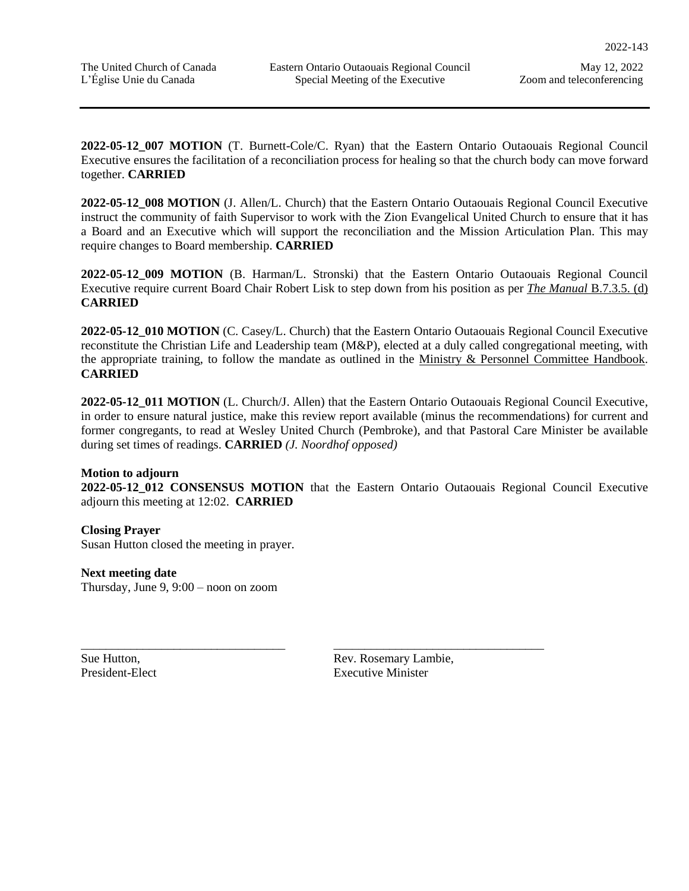**2022-05-12_007 MOTION** (T. Burnett-Cole/C. Ryan) that the Eastern Ontario Outaouais Regional Council Executive ensures the facilitation of a reconciliation process for healing so that the church body can move forward together. **CARRIED**

**2022-05-12_008 MOTION** (J. Allen/L. Church) that the Eastern Ontario Outaouais Regional Council Executive instruct the community of faith Supervisor to work with the Zion Evangelical United Church to ensure that it has a Board and an Executive which will support the reconciliation and the Mission Articulation Plan. This may require changes to Board membership. **CARRIED**

**2022-05-12_009 MOTION** (B. Harman/L. Stronski) that the Eastern Ontario Outaouais Regional Council Executive require current Board Chair Robert Lisk to step down from his position as per *The Manual* B.7.3.5. (d) **CARRIED**

**2022-05-12_010 MOTION** (C. Casey/L. Church) that the Eastern Ontario Outaouais Regional Council Executive reconstitute the Christian Life and Leadership team (M&P), elected at a duly called congregational meeting, with the appropriate training, to follow the mandate as outlined in the Ministry & Personnel Committee Handbook. **CARRIED**

**2022-05-12_011 MOTION** (L. Church/J. Allen) that the Eastern Ontario Outaouais Regional Council Executive, in order to ensure natural justice, make this review report available (minus the recommendations) for current and former congregants, to read at Wesley United Church (Pembroke), and that Pastoral Care Minister be available during set times of readings. **CARRIED** *(J. Noordhof opposed)*

**Motion to adjourn**
**2022-05-12_012 CONSENSUS MOTION** that the Eastern Ontario Outaouais Regional Council Executive adjourn this meeting at 12:02. **CARRIED**

**Closing Prayer**
Susan Hutton closed the meeting in prayer.

**Next meeting date**
Thursday, June 9, 9:00 – noon on zoom

\_\_\_\_\_\_\_\_\_\_\_\_\_\_\_\_\_\_\_\_\_\_\_\_\_\_\_\_\_\_\_\_\_\_
Sue Hutton,
President-Elect

\_\_\_\_\_\_\_\_\_\_\_\_\_\_\_\_\_\_\_\_\_\_\_\_\_\_\_\_\_\_\_\_\_\_
Rev. Rosemary Lambie,
Executive Minister